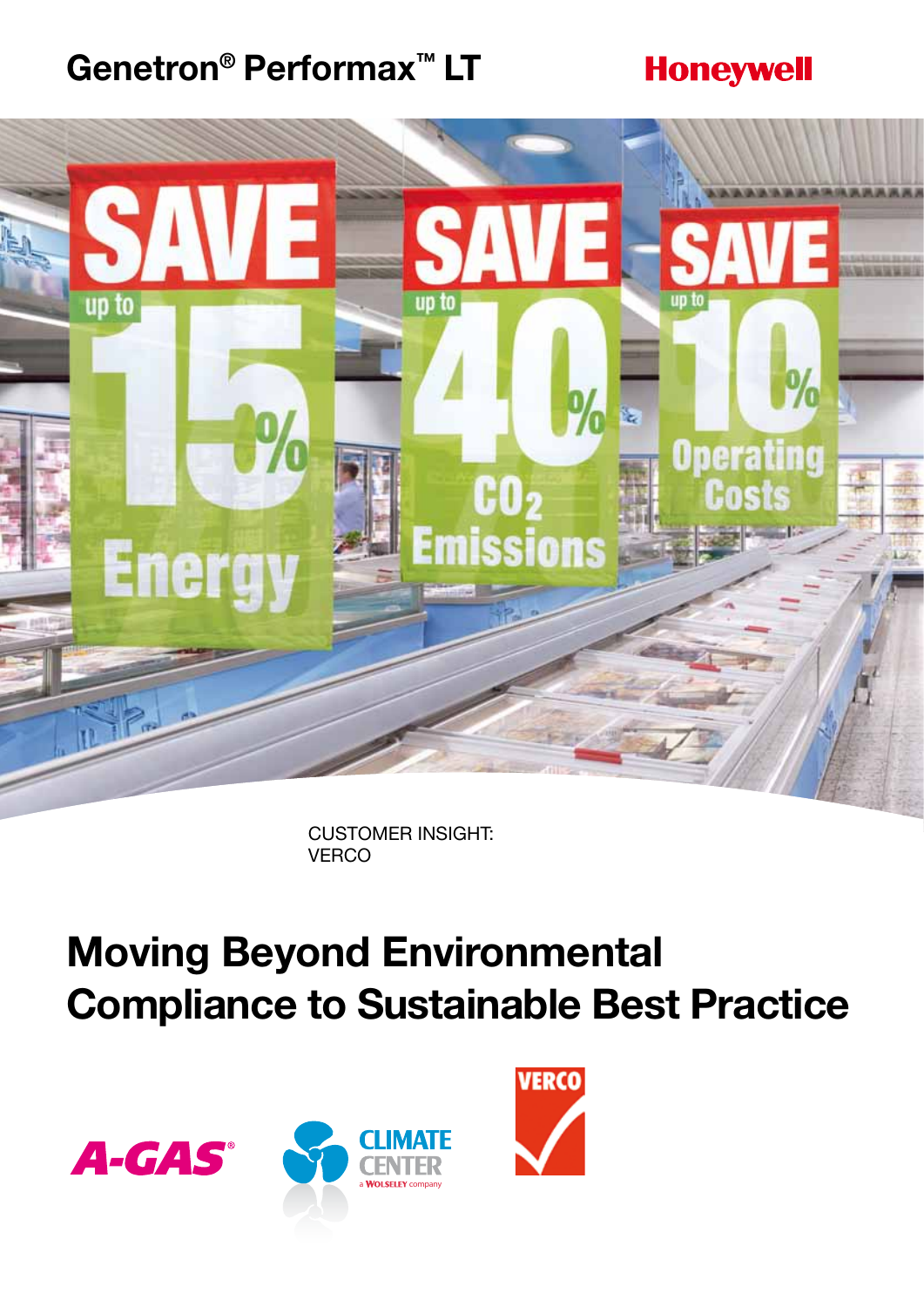Genetron® Performax™ LT

Honeywell

CUSTOMER INSIGHT:
VERCO

# Moving Beyond Environmental Compliance to Sustainable Best Practice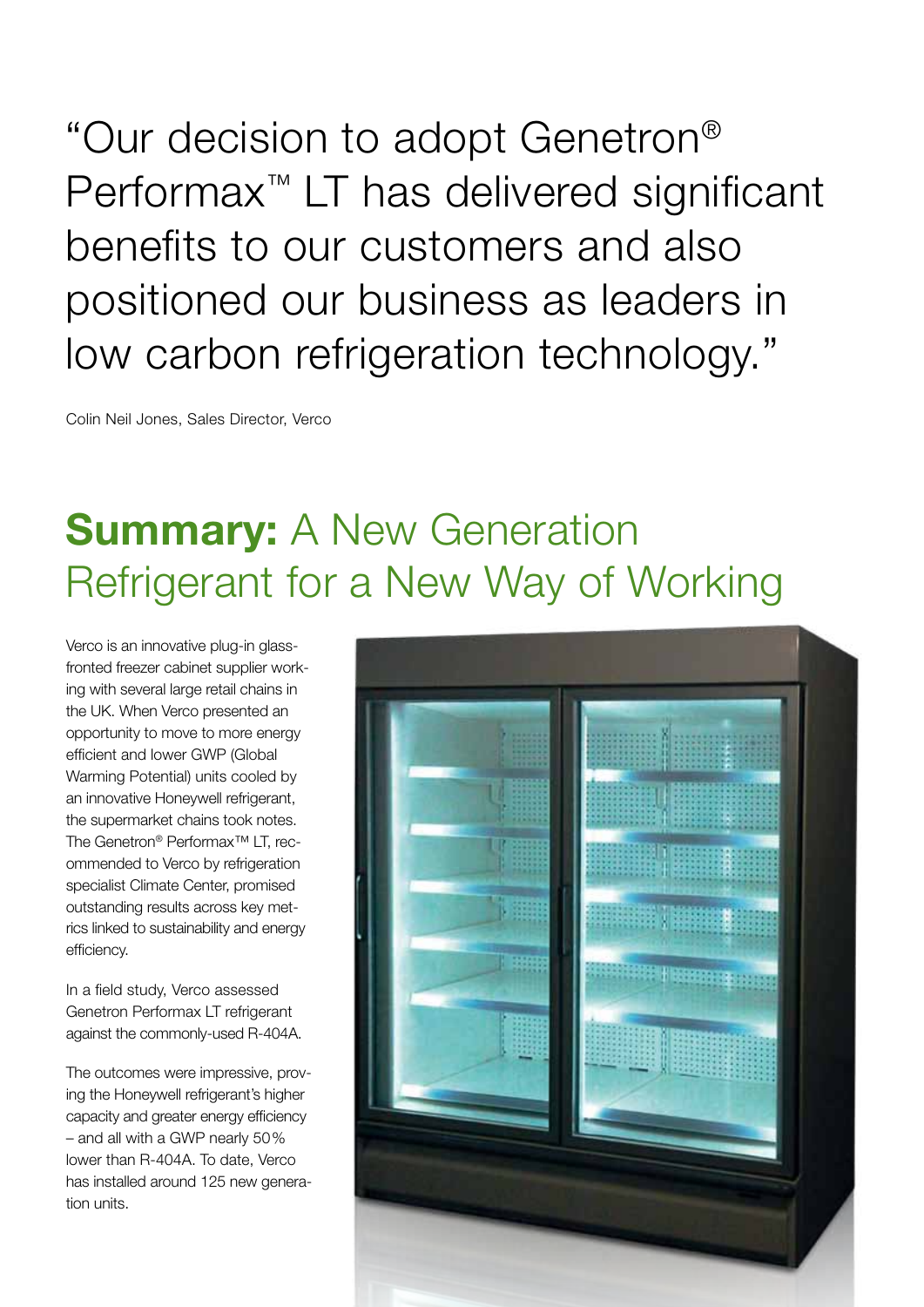"Our decision to adopt Genetron® Performax™ LT has delivered significant benefits to our customers and also positioned our business as leaders in low carbon refrigeration technology."

Colin Neil Jones, Sales Director, Verco

## **Summary:** A New Generation Refrigerant for a New Way of Working

Verco is an innovative plug-in glass-fronted freezer cabinet supplier working with several large retail chains in the UK. When Verco presented an opportunity to move to more energy efficient and lower GWP (Global Warming Potential) units cooled by an innovative Honeywell refrigerant, the supermarket chains took notes. The Genetron® Performax™ LT, recommended to Verco by refrigeration specialist Climate Center, promised outstanding results across key metrics linked to sustainability and energy efficiency.

In a field study, Verco assessed Genetron Performax LT refrigerant against the commonly-used R-404A.

The outcomes were impressive, proving the Honeywell refrigerant's higher capacity and greater energy efficiency – and all with a GWP nearly 50% lower than R-404A. To date, Verco has installed around 125 new generation units.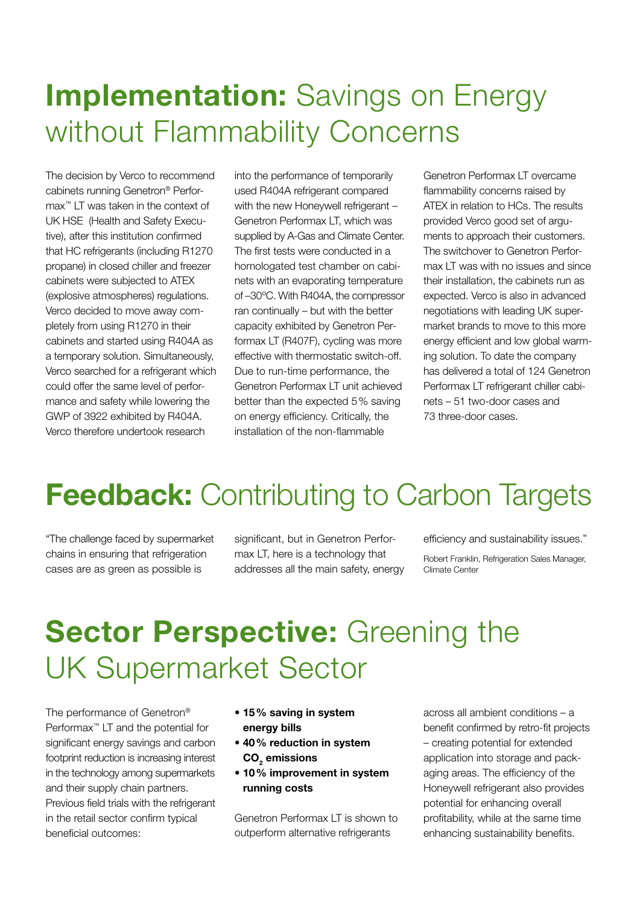# **Implementation:** Savings on Energy without Flammability Concerns

The decision by Verco to recommend cabinets running Genetron® Performax™ LT was taken in the context of UK HSE (Health and Safety Executive), after this institution confirmed that HC refrigerants (including R1270 propane) in closed chiller and freezer cabinets were subjected to ATEX (explosive atmospheres) regulations. Verco decided to move away completely from using R1270 in their cabinets and started using R404A as a temporary solution. Simultaneously, Verco searched for a refrigerant which could offer the same level of performance and safety while lowering the GWP of 3922 exhibited by R404A. Verco therefore undertook research into the performance of temporarily used R404A refrigerant compared with the new Honeywell refrigerant – Genetron Performax LT, which was supplied by A-Gas and Climate Center. The first tests were conducted in a homologated test chamber on cabinets with an evaporating temperature of –30ºC. With R404A, the compressor ran continually – but with the better capacity exhibited by Genetron Performax LT (R407F), cycling was more effective with thermostatic switch-off. Due to run-time performance, the Genetron Performax LT unit achieved better than the expected 5% saving on energy efficiency. Critically, the installation of the non-flammable Genetron Performax LT overcame flammability concerns raised by ATEX in relation to HCs. The results provided Verco good set of arguments to approach their customers. The switchover to Genetron Performax LT was with no issues and since their installation, the cabinets run as expected. Verco is also in advanced negotiations with leading UK supermarket brands to move to this more energy efficient and low global warming solution. To date the company has delivered a total of 124 Genetron Performax LT refrigerant chiller cabinets – 51 two-door cases and 73 three-door cases.

# **Feedback:** Contributing to Carbon Targets

"The challenge faced by supermarket chains in ensuring that refrigeration cases are as green as possible is significant, but in Genetron Performax LT, here is a technology that addresses all the main safety, energy efficiency and sustainability issues."

Robert Franklin, Refrigeration Sales Manager, Climate Center

# **Sector Perspective:** Greening the UK Supermarket Sector

The performance of Genetron® Performax™ LT and the potential for significant energy savings and carbon footprint reduction is increasing interest in the technology among supermarkets and their supply chain partners. Previous field trials with the refrigerant in the retail sector confirm typical beneficial outcomes:

- **15% saving in system energy bills**
- **40% reduction in system $CO_2$ emissions**
- **10% improvement in system running costs**

Genetron Performax LT is shown to outperform alternative refrigerants across all ambient conditions – a benefit confirmed by retro-fit projects – creating potential for extended application into storage and packaging areas. The efficiency of the Honeywell refrigerant also provides potential for enhancing overall profitability, while at the same time enhancing sustainability benefits.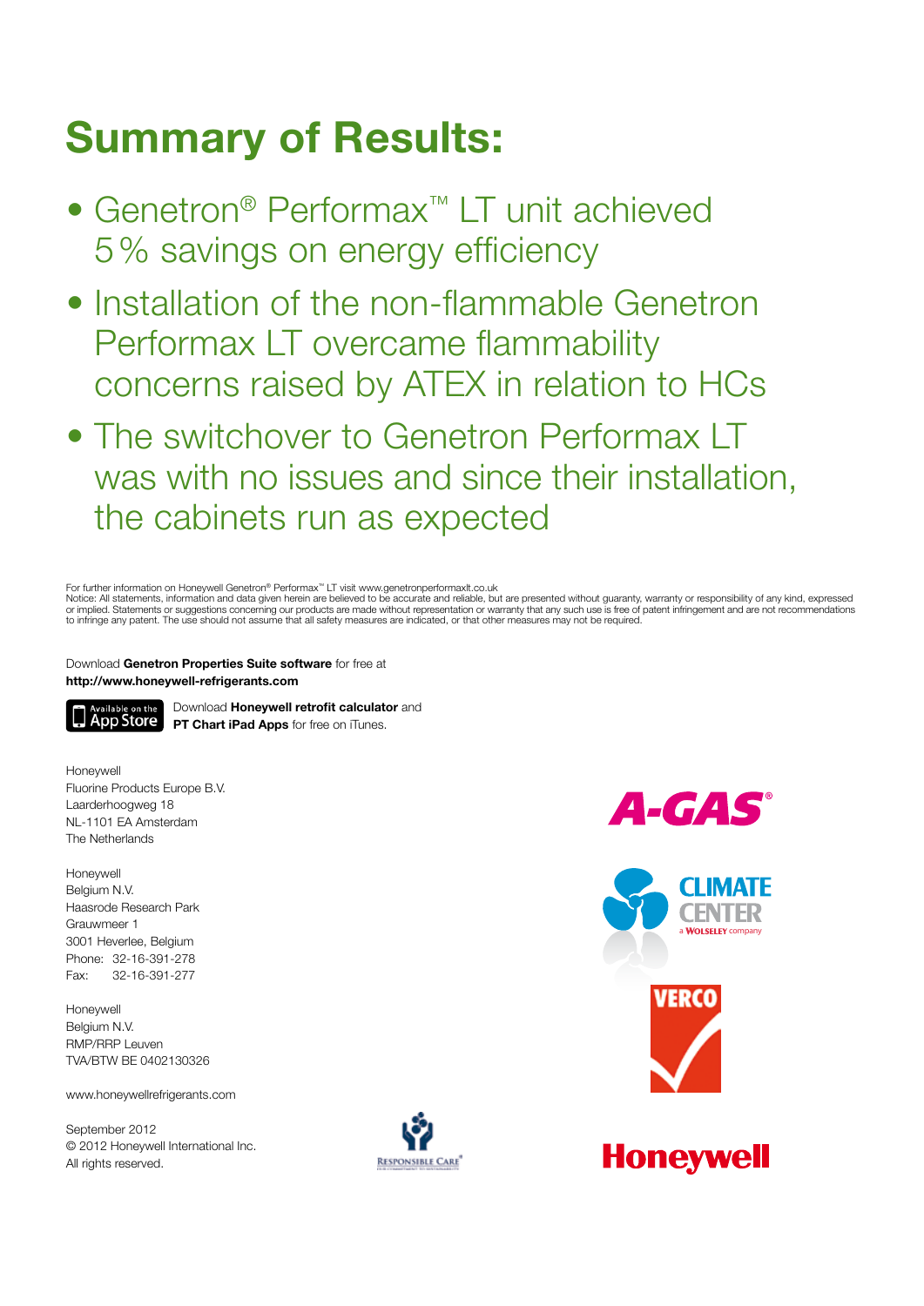# Summary of Results:

- Genetron® Performax™ LT unit achieved 5 % savings on energy efficiency
- Installation of the non-flammable Genetron Performax LT overcame flammability concerns raised by ATEX in relation to HCs
- The switchover to Genetron Performax LT was with no issues and since their installation, the cabinets run as expected

For further information on Honeywell Genetron® Performax™ LT visit www.genetronperformaxlt.co.uk
Notice: All statements, information and data given herein are believed to be accurate and reliable, but are presented without guaranty, warranty or responsibility of any kind, expressed or implied. Statements or suggestions concerning our products are made without representation or warranty that any such use is free of patent infringement and are not recommendations to infringe any patent. The use should not assume that all safety measures are indicated, or that other measures may not be required.

Download **Genetron Properties Suite software** for free at
**http://www.honeywell-refrigerants.com**

Download **Honeywell retrofit calculator** and
**PT Chart iPad Apps** for free on iTunes.

Honeywell
Fluorine Products Europe B.V.
Laarderhoogweg 18
NL-1101 EA Amsterdam
The Netherlands

Honeywell
Belgium N.V.
Haasrode Research Park
Grauwmeer 1
3001 Heverlee, Belgium
Phone: 32-16-391-278
Fax: 32-16-391-277

Honeywell
Belgium N.V.
RMP/RRP Leuven
TVA/BTW BE 0402130326

www.honeywellrefrigerants.com

September 2012
© 2012 Honeywell International Inc.
All rights reserved.